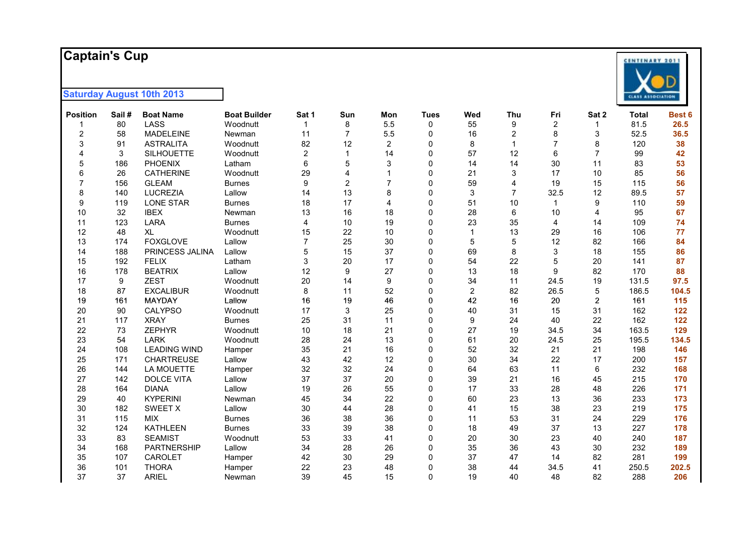# Captain's Cup

**Saturday August 10th 2013**

| Position | Sail # | Boat Name | Boat Builder | Sat 1 | Sun | Mon | Tues | Wed | Thu | Fri | Sat 2 | Total | Best 6 |
|---|---|---|---|---|---|---|---|---|---|---|---|---|---|
| 1 | 80 | LASS | Woodnutt | 1 | 8 | 5.5 | 0 | 55 | 9 | 2 | 1 | 81.5 | 26.5 |
| 2 | 58 | MADELEINE | Newman | 11 | 7 | 5.5 | 0 | 16 | 2 | 8 | 3 | 52.5 | 36.5 |
| 3 | 91 | ASTRALITA | Woodnutt | 82 | 12 | 2 | 0 | 8 | 1 | 7 | 8 | 120 | 38 |
| 4 | 3 | SILHOUETTE | Woodnutt | 2 | 1 | 14 | 0 | 57 | 12 | 6 | 7 | 99 | 42 |
| 5 | 186 | PHOENIX | Latham | 6 | 5 | 3 | 0 | 14 | 14 | 30 | 11 | 83 | 53 |
| 6 | 26 | CATHERINE | Woodnutt | 29 | 4 | 1 | 0 | 21 | 3 | 17 | 10 | 85 | 56 |
| 7 | 156 | GLEAM | Burnes | 9 | 2 | 7 | 0 | 59 | 4 | 19 | 15 | 115 | 56 |
| 8 | 140 | LUCREZIA | Lallow | 14 | 13 | 8 | 0 | 3 | 7 | 32.5 | 12 | 89.5 | 57 |
| 9 | 119 | LONE STAR | Burnes | 18 | 17 | 4 | 0 | 51 | 10 | 1 | 9 | 110 | 59 |
| 10 | 32 | IBEX | Newman | 13 | 16 | 18 | 0 | 28 | 6 | 10 | 4 | 95 | 67 |
| 11 | 123 | LARA | Burnes | 4 | 10 | 19 | 0 | 23 | 35 | 4 | 14 | 109 | 74 |
| 12 | 48 | XL | Woodnutt | 15 | 22 | 10 | 0 | 1 | 13 | 29 | 16 | 106 | 77 |
| 13 | 174 | FOXGLOVE | Lallow | 7 | 25 | 30 | 0 | 5 | 5 | 12 | 82 | 166 | 84 |
| 14 | 188 | PRINCESS JALINA | Lallow | 5 | 15 | 37 | 0 | 69 | 8 | 3 | 18 | 155 | 86 |
| 15 | 192 | FELIX | Latham | 3 | 20 | 17 | 0 | 54 | 22 | 5 | 20 | 141 | 87 |
| 16 | 178 | BEATRIX | Lallow | 12 | 9 | 27 | 0 | 13 | 18 | 9 | 82 | 170 | 88 |
| 17 | 9 | ZEST | Woodnutt | 20 | 14 | 9 | 0 | 34 | 11 | 24.5 | 19 | 131.5 | 97.5 |
| 18 | 87 | EXCALIBUR | Woodnutt | 8 | 11 | 52 | 0 | 2 | 82 | 26.5 | 5 | 186.5 | 104.5 |
| 19 | 161 | MAYDAY | Lallow | 16 | 19 | 46 | 0 | 42 | 16 | 20 | 2 | 161 | 115 |
| 20 | 90 | CALYPSO | Woodnutt | 17 | 3 | 25 | 0 | 40 | 31 | 15 | 31 | 162 | 122 |
| 21 | 117 | XRAY | Burnes | 25 | 31 | 11 | 0 | 9 | 24 | 40 | 22 | 162 | 122 |
| 22 | 73 | ZEPHYR | Woodnutt | 10 | 18 | 21 | 0 | 27 | 19 | 34.5 | 34 | 163.5 | 129 |
| 23 | 54 | LARK | Woodnutt | 28 | 24 | 13 | 0 | 61 | 20 | 24.5 | 25 | 195.5 | 134.5 |
| 24 | 108 | LEADING WIND | Hamper | 35 | 21 | 16 | 0 | 52 | 32 | 21 | 21 | 198 | 146 |
| 25 | 171 | CHARTREUSE | Lallow | 43 | 42 | 12 | 0 | 30 | 34 | 22 | 17 | 200 | 157 |
| 26 | 144 | LA MOUETTE | Hamper | 32 | 32 | 24 | 0 | 64 | 63 | 11 | 6 | 232 | 168 |
| 27 | 142 | DOLCE VITA | Lallow | 37 | 37 | 20 | 0 | 39 | 21 | 16 | 45 | 215 | 170 |
| 28 | 164 | DIANA | Lallow | 19 | 26 | 55 | 0 | 17 | 33 | 28 | 48 | 226 | 171 |
| 29 | 40 | KYPERINI | Newman | 45 | 34 | 22 | 0 | 60 | 23 | 13 | 36 | 233 | 173 |
| 30 | 182 | SWEET X | Lallow | 30 | 44 | 28 | 0 | 41 | 15 | 38 | 23 | 219 | 175 |
| 31 | 115 | MIX | Burnes | 36 | 38 | 36 | 0 | 11 | 53 | 31 | 24 | 229 | 176 |
| 32 | 124 | KATHLEEN | Burnes | 33 | 39 | 38 | 0 | 18 | 49 | 37 | 13 | 227 | 178 |
| 33 | 83 | SEAMIST | Woodnutt | 53 | 33 | 41 | 0 | 20 | 30 | 23 | 40 | 240 | 187 |
| 34 | 168 | PARTNERSHIP | Lallow | 34 | 28 | 26 | 0 | 35 | 36 | 43 | 30 | 232 | 189 |
| 35 | 107 | CAROLET | Hamper | 42 | 30 | 29 | 0 | 37 | 47 | 14 | 82 | 281 | 199 |
| 36 | 101 | THORA | Hamper | 22 | 23 | 48 | 0 | 38 | 44 | 34.5 | 41 | 250.5 | 202.5 |
| 37 | 37 | ARIEL | Newman | 39 | 45 | 15 | 0 | 19 | 40 | 48 | 82 | 288 | 206 |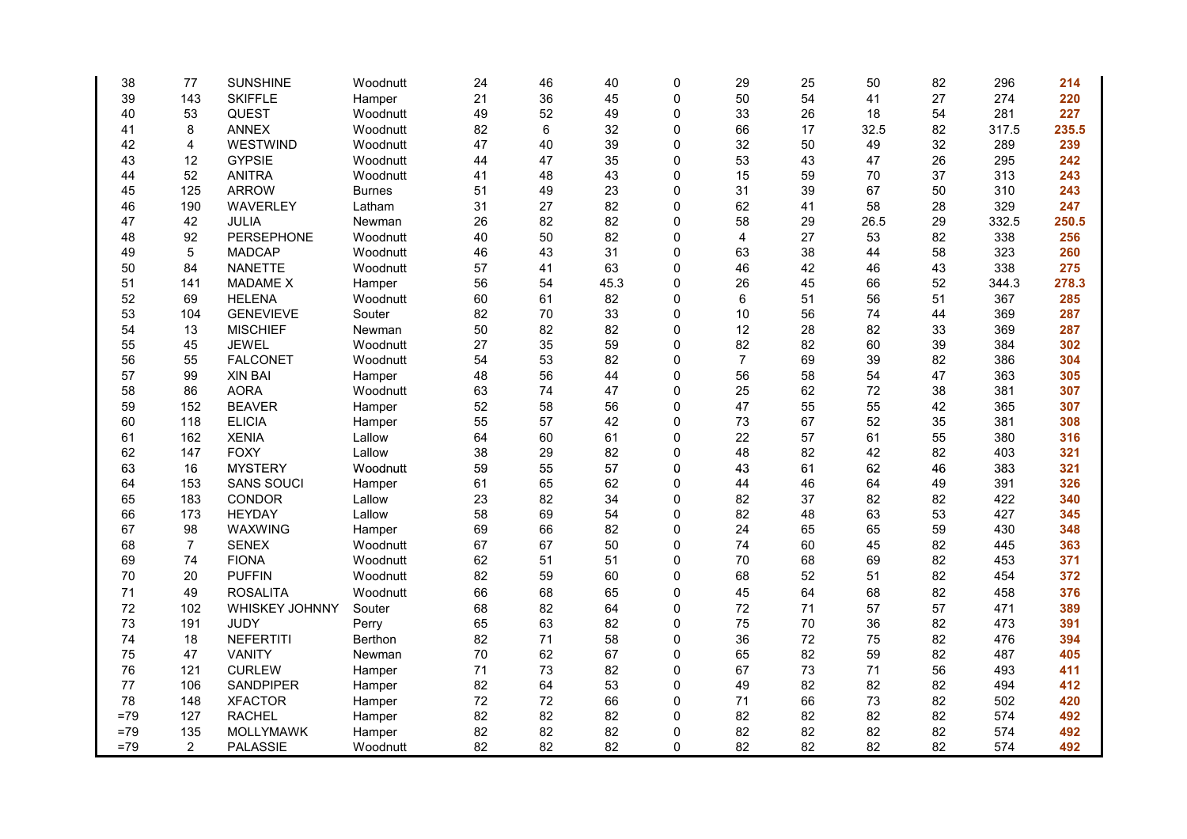|  |  |  |  |  |  |  |  |  |  |  |  |  |  |
|---|---|---|---|---|---|---|---|---|---|---|---|---|---|
| 38 | 77 | SUNSHINE | Woodnutt | 24 | 46 | 40 | 0 | 29 | 25 | 50 | 82 | 296 | **214** |
| 39 | 143 | SKIFFLE | Hamper | 21 | 36 | 45 | 0 | 50 | 54 | 41 | 27 | 274 | **220** |
| 40 | 53 | QUEST | Woodnutt | 49 | 52 | 49 | 0 | 33 | 26 | 18 | 54 | 281 | **227** |
| 41 | 8 | ANNEX | Woodnutt | 82 | 6 | 32 | 0 | 66 | 17 | 32.5 | 82 | 317.5 | **235.5** |
| 42 | 4 | WESTWIND | Woodnutt | 47 | 40 | 39 | 0 | 32 | 50 | 49 | 32 | 289 | **239** |
| 43 | 12 | GYPSIE | Woodnutt | 44 | 47 | 35 | 0 | 53 | 43 | 47 | 26 | 295 | **242** |
| 44 | 52 | ANITRA | Woodnutt | 41 | 48 | 43 | 0 | 15 | 59 | 70 | 37 | 313 | **243** |
| 45 | 125 | ARROW | Burnes | 51 | 49 | 23 | 0 | 31 | 39 | 67 | 50 | 310 | **243** |
| 46 | 190 | WAVERLEY | Latham | 31 | 27 | 82 | 0 | 62 | 41 | 58 | 28 | 329 | **247** |
| 47 | 42 | JULIA | Newman | 26 | 82 | 82 | 0 | 58 | 29 | 26.5 | 29 | 332.5 | **250.5** |
| 48 | 92 | PERSEPHONE | Woodnutt | 40 | 50 | 82 | 0 | 4 | 27 | 53 | 82 | 338 | **256** |
| 49 | 5 | MADCAP | Woodnutt | 46 | 43 | 31 | 0 | 63 | 38 | 44 | 58 | 323 | **260** |
| 50 | 84 | NANETTE | Woodnutt | 57 | 41 | 63 | 0 | 46 | 42 | 46 | 43 | 338 | **275** |
| 51 | 141 | MADAME X | Hamper | 56 | 54 | 45.3 | 0 | 26 | 45 | 66 | 52 | 344.3 | **278.3** |
| 52 | 69 | HELENA | Woodnutt | 60 | 61 | 82 | 0 | 6 | 51 | 56 | 51 | 367 | **285** |
| 53 | 104 | GENEVIEVE | Souter | 82 | 70 | 33 | 0 | 10 | 56 | 74 | 44 | 369 | **287** |
| 54 | 13 | MISCHIEF | Newman | 50 | 82 | 82 | 0 | 12 | 28 | 82 | 33 | 369 | **287** |
| 55 | 45 | JEWEL | Woodnutt | 27 | 35 | 59 | 0 | 82 | 82 | 60 | 39 | 384 | **302** |
| 56 | 55 | FALCONET | Woodnutt | 54 | 53 | 82 | 0 | 7 | 69 | 39 | 82 | 386 | **304** |
| 57 | 99 | XIN BAI | Hamper | 48 | 56 | 44 | 0 | 56 | 58 | 54 | 47 | 363 | **305** |
| 58 | 86 | AORA | Woodnutt | 63 | 74 | 47 | 0 | 25 | 62 | 72 | 38 | 381 | **307** |
| 59 | 152 | BEAVER | Hamper | 52 | 58 | 56 | 0 | 47 | 55 | 55 | 42 | 365 | **307** |
| 60 | 118 | ELICIA | Hamper | 55 | 57 | 42 | 0 | 73 | 67 | 52 | 35 | 381 | **308** |
| 61 | 162 | XENIA | Lallow | 64 | 60 | 61 | 0 | 22 | 57 | 61 | 55 | 380 | **316** |
| 62 | 147 | FOXY | Lallow | 38 | 29 | 82 | 0 | 48 | 82 | 42 | 82 | 403 | **321** |
| 63 | 16 | MYSTERY | Woodnutt | 59 | 55 | 57 | 0 | 43 | 61 | 62 | 46 | 383 | **321** |
| 64 | 153 | SANS SOUCI | Hamper | 61 | 65 | 62 | 0 | 44 | 46 | 64 | 49 | 391 | **326** |
| 65 | 183 | CONDOR | Lallow | 23 | 82 | 34 | 0 | 82 | 37 | 82 | 82 | 422 | **340** |
| 66 | 173 | HEYDAY | Lallow | 58 | 69 | 54 | 0 | 82 | 48 | 63 | 53 | 427 | **345** |
| 67 | 98 | WAXWING | Hamper | 69 | 66 | 82 | 0 | 24 | 65 | 65 | 59 | 430 | **348** |
| 68 | 7 | SENEX | Woodnutt | 67 | 67 | 50 | 0 | 74 | 60 | 45 | 82 | 445 | **363** |
| 69 | 74 | FIONA | Woodnutt | 62 | 51 | 51 | 0 | 70 | 68 | 69 | 82 | 453 | **371** |
| 70 | 20 | PUFFIN | Woodnutt | 82 | 59 | 60 | 0 | 68 | 52 | 51 | 82 | 454 | **372** |
| 71 | 49 | ROSALITA | Woodnutt | 66 | 68 | 65 | 0 | 45 | 64 | 68 | 82 | 458 | **376** |
| 72 | 102 | WHISKEY JOHNNY | Souter | 68 | 82 | 64 | 0 | 72 | 71 | 57 | 57 | 471 | **389** |
| 73 | 191 | JUDY | Perry | 65 | 63 | 82 | 0 | 75 | 70 | 36 | 82 | 473 | **391** |
| 74 | 18 | NEFERTITI | Berthon | 82 | 71 | 58 | 0 | 36 | 72 | 75 | 82 | 476 | **394** |
| 75 | 47 | VANITY | Newman | 70 | 62 | 67 | 0 | 65 | 82 | 59 | 82 | 487 | **405** |
| 76 | 121 | CURLEW | Hamper | 71 | 73 | 82 | 0 | 67 | 73 | 71 | 56 | 493 | **411** |
| 77 | 106 | SANDPIPER | Hamper | 82 | 64 | 53 | 0 | 49 | 82 | 82 | 82 | 494 | **412** |
| 78 | 148 | XFACTOR | Hamper | 72 | 72 | 66 | 0 | 71 | 66 | 73 | 82 | 502 | **420** |
| =79 | 127 | RACHEL | Hamper | 82 | 82 | 82 | 0 | 82 | 82 | 82 | 82 | 574 | **492** |
| =79 | 135 | MOLLYMAWK | Hamper | 82 | 82 | 82 | 0 | 82 | 82 | 82 | 82 | 574 | **492** |
| =79 | 2 | PALASSIE | Woodnutt | 82 | 82 | 82 | 0 | 82 | 82 | 82 | 82 | 574 | **492** |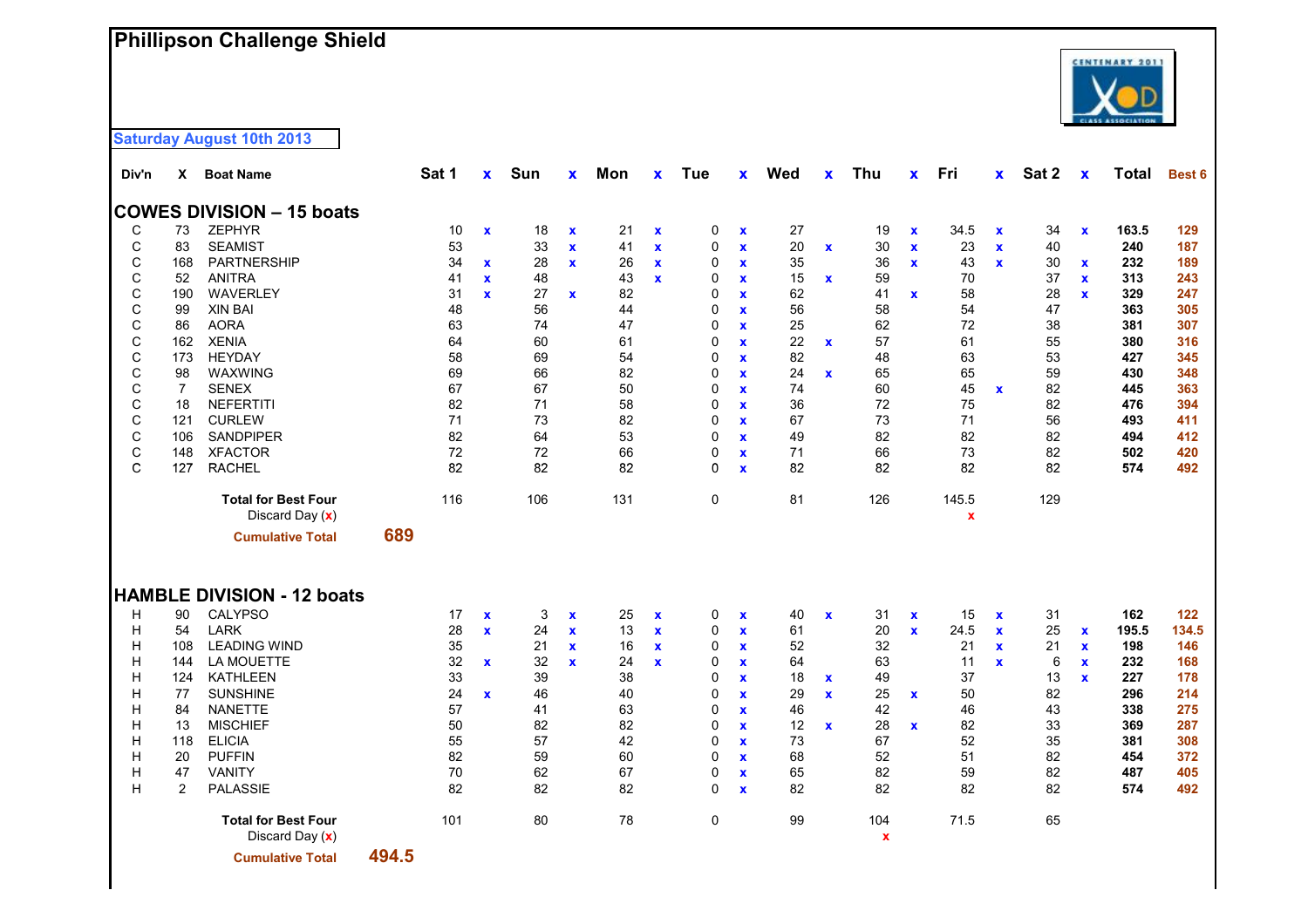# Phillipson Challenge Shield

**Saturday August 10th 2013**

## COWES DIVISION – 15 boats

| Div'n | X | Boat Name | Sat 1 | x | Sun | x | Mon | x | Tue | x | Wed | x | Thu | x | Fri | x | Sat 2 | x | Total | Best 6 |
|---|---|---|---|---|---|---|---|---|---|---|---|---|---|---|---|---|---|---|---|---|
| C | 73 | ZEPHYR | 10 | x | 18 | x | 21 | x | 0 | x | 27 | | 19 | x | 34.5 | x | 34 | x | **163.5** | 129 |
| C | 83 | SEAMIST | 53 | | 33 | x | 41 | x | 0 | x | 20 | x | 30 | x | 23 | x | 40 | | **240** | 187 |
| C | 168 | PARTNERSHIP | 34 | x | 28 | x | 26 | x | 0 | x | 35 | | 36 | x | 43 | x | 30 | x | **232** | 189 |
| C | 52 | ANITRA | 41 | x | 48 | | 43 | x | 0 | x | 15 | x | 59 | | 70 | | 37 | x | **313** | 243 |
| C | 190 | WAVERLEY | 31 | x | 27 | x | 82 | | 0 | x | 62 | | 41 | x | 58 | | 28 | x | **329** | 247 |
| C | 99 | XIN BAI | 48 | | 56 | | 44 | | 0 | x | 56 | | 58 | | 54 | | 47 | | **363** | 305 |
| C | 86 | AORA | 63 | | 74 | | 47 | | 0 | x | 25 | | 62 | | 72 | | 38 | | **381** | 307 |
| C | 162 | XENIA | 64 | | 60 | | 61 | | 0 | x | 22 | x | 57 | | 61 | | 55 | | **380** | 316 |
| C | 173 | HEYDAY | 58 | | 69 | | 54 | | 0 | x | 82 | | 48 | | 63 | | 53 | | **427** | 345 |
| C | 98 | WAXWING | 69 | | 66 | | 82 | | 0 | x | 24 | x | 65 | | 65 | | 59 | | **430** | 348 |
| C | 7 | SENEX | 67 | | 67 | | 50 | | 0 | x | 74 | | 60 | | 45 | x | 82 | | **445** | 363 |
| C | 18 | NEFERTITI | 82 | | 71 | | 58 | | 0 | x | 36 | | 72 | | 75 | | 82 | | **476** | 394 |
| C | 121 | CURLEW | 71 | | 73 | | 82 | | 0 | x | 67 | | 73 | | 71 | | 56 | | **493** | 411 |
| C | 106 | SANDPIPER | 82 | | 64 | | 53 | | 0 | x | 49 | | 82 | | 82 | | 82 | | **494** | 412 |
| C | 148 | XFACTOR | 72 | | 72 | | 66 | | 0 | x | 71 | | 66 | | 73 | | 82 | | **502** | 420 |
| C | 127 | RACHEL | 82 | | 82 | | 82 | | 0 | x | 82 | | 82 | | 82 | | 82 | | **574** | 492 |
| | | **Total for Best Four** | 116 | | 106 | | 131 | | 0 | | 81 | | 126 | | 145.5 | | 129 | | | |
| | | Discard Day (x) | | | | | | | | | | | | | x | | | | | |
| | | **Cumulative Total** | **689** | | | | | | | | | | | | | | | | | |

## HAMBLE DIVISION - 12 boats

| Div'n | X | Boat Name | Sat 1 | x | Sun | x | Mon | x | Tue | x | Wed | x | Thu | x | Fri | x | Sat 2 | x | Total | Best 6 |
|---|---|---|---|---|---|---|---|---|---|---|---|---|---|---|---|---|---|---|---|---|
| H | 90 | CALYPSO | 17 | x | 3 | x | 25 | x | 0 | x | 40 | x | 31 | x | 15 | x | 31 | | **162** | 122 |
| H | 54 | LARK | 28 | x | 24 | x | 13 | x | 0 | x | 61 | | 20 | x | 24.5 | x | 25 | x | **195.5** | 134.5 |
| H | 108 | LEADING WIND | 35 | | 21 | x | 16 | x | 0 | x | 52 | | 32 | | 21 | x | 21 | x | **198** | 146 |
| H | 144 | LA MOUETTE | 32 | x | 32 | x | 24 | x | 0 | x | 64 | | 63 | | 11 | x | 6 | x | **232** | 168 |
| H | 124 | KATHLEEN | 33 | | 39 | | 38 | | 0 | x | 18 | x | 49 | | 37 | | 13 | x | **227** | 178 |
| H | 77 | SUNSHINE | 24 | x | 46 | | 40 | | 0 | x | 29 | x | 25 | x | 50 | | 82 | | **296** | 214 |
| H | 84 | NANETTE | 57 | | 41 | | 63 | | 0 | x | 46 | | 42 | | 46 | | 43 | | **338** | 275 |
| H | 13 | MISCHIEF | 50 | | 82 | | 82 | | 0 | x | 12 | x | 28 | x | 82 | | 33 | | **369** | 287 |
| H | 118 | ELICIA | 55 | | 57 | | 42 | | 0 | x | 73 | | 67 | | 52 | | 35 | | **381** | 308 |
| H | 20 | PUFFIN | 82 | | 59 | | 60 | | 0 | x | 68 | | 52 | | 51 | | 82 | | **454** | 372 |
| H | 47 | VANITY | 70 | | 62 | | 67 | | 0 | x | 65 | | 82 | | 59 | | 82 | | **487** | 405 |
| H | 2 | PALASSIE | 82 | | 82 | | 82 | | 0 | x | 82 | | 82 | | 82 | | 82 | | **574** | 492 |
| | | **Total for Best Four** | 101 | | 80 | | 78 | | 0 | | 99 | | 104 | | 71.5 | | 65 | | | |
| | | Discard Day (x) | | | | | | | | | | | x | | | | | | | |
| | | **Cumulative Total** | **494.5** | | | | | | | | | | | | | | | | | |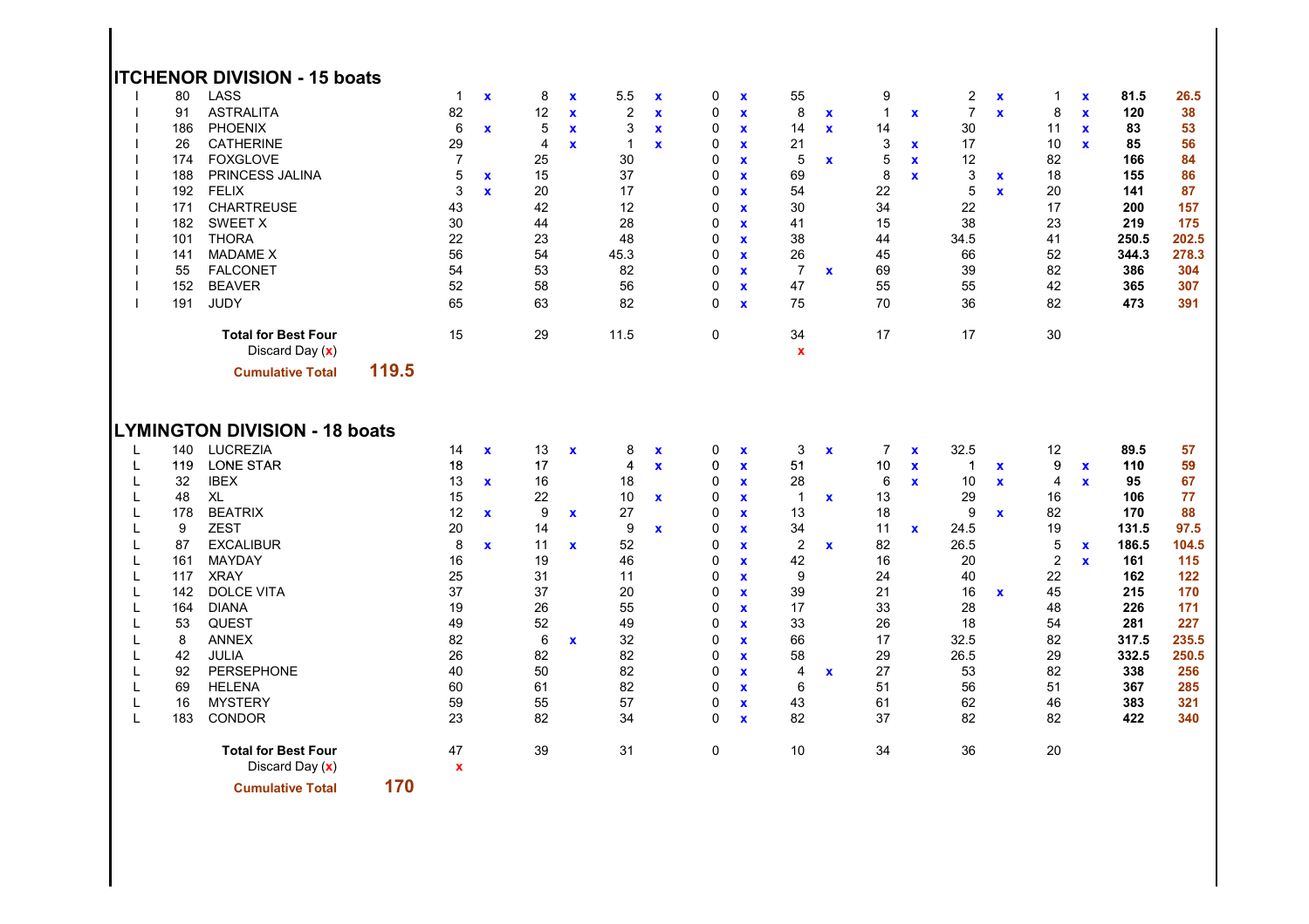## ITCHENOR DIVISION - 15 boats

| | | | | | | | | | | | | | | | | | | | | |
|---|---|---|---|---|---|---|---|---|---|---|---|---|---|---|---|---|---|---|---|---|
| I | 80 | LASS | 1 | x | 8 | x | 5.5 | x | 0 | x | 55 | | 9 | | 2 | x | 1 | x | 81.5 | 26.5 |
| I | 91 | ASTRALITA | 82 | | 12 | x | 2 | x | 0 | x | 8 | x | 1 | x | 7 | x | 8 | x | 120 | 38 |
| I | 186 | PHOENIX | 6 | x | 5 | x | 3 | x | 0 | x | 14 | x | 14 | | 30 | | 11 | x | 83 | 53 |
| I | 26 | CATHERINE | 29 | | 4 | x | 1 | x | 0 | x | 21 | | 3 | x | 17 | | 10 | x | 85 | 56 |
| I | 174 | FOXGLOVE | 7 | | 25 | | 30 | | 0 | x | 5 | x | 5 | x | 12 | | 82 | | 166 | 84 |
| I | 188 | PRINCESS JALINA | 5 | x | 15 | | 37 | | 0 | x | 69 | | 8 | x | 3 | x | 18 | | 155 | 86 |
| I | 192 | FELIX | 3 | x | 20 | | 17 | | 0 | x | 54 | | 22 | | 5 | x | 20 | | 141 | 87 |
| I | 171 | CHARTREUSE | 43 | | 42 | | 12 | | 0 | x | 30 | | 34 | | 22 | | 17 | | 200 | 157 |
| I | 182 | SWEET X | 30 | | 44 | | 28 | | 0 | x | 41 | | 15 | | 38 | | 23 | | 219 | 175 |
| I | 101 | THORA | 22 | | 23 | | 48 | | 0 | x | 38 | | 44 | | 34.5 | | 41 | | 250.5 | 202.5 |
| I | 141 | MADAME X | 56 | | 54 | | 45.3 | | 0 | x | 26 | | 45 | | 66 | | 52 | | 344.3 | 278.3 |
| I | 55 | FALCONET | 54 | | 53 | | 82 | | 0 | x | 7 | x | 69 | | 39 | | 82 | | 386 | 304 |
| I | 152 | BEAVER | 52 | | 58 | | 56 | | 0 | x | 47 | | 55 | | 55 | | 42 | | 365 | 307 |
| I | 191 | JUDY | 65 | | 63 | | 82 | | 0 | x | 75 | | 70 | | 36 | | 82 | | 473 | 391 |
| | | **Total for Best Four** | 15 | | 29 | | 11.5 | | 0 | | 34 | | 17 | | 17 | | 30 | | | |
| | | Discard Day (x) | | | | | | | | | x | | | | | | | | | |
| | | **Cumulative Total** | **119.5** | | | | | | | | | | | | | | | | | |

## LYMINGTON DIVISION - 18 boats

| | | | | | | | | | | | | | | | | | | | | |
|---|---|---|---|---|---|---|---|---|---|---|---|---|---|---|---|---|---|---|---|---|
| L | 140 | LUCREZIA | 14 | x | 13 | x | 8 | x | 0 | x | 3 | x | 7 | x | 32.5 | | 12 | | 89.5 | 57 |
| L | 119 | LONE STAR | 18 | | 17 | | 4 | x | 0 | x | 51 | | 10 | x | 1 | x | 9 | x | 110 | 59 |
| L | 32 | IBEX | 13 | x | 16 | | 18 | | 0 | x | 28 | | 6 | x | 10 | x | 4 | x | 95 | 67 |
| L | 48 | XL | 15 | | 22 | | 10 | x | 0 | x | 1 | x | 13 | | 29 | | 16 | | 106 | 77 |
| L | 178 | BEATRIX | 12 | x | 9 | x | 27 | | 0 | x | 13 | | 18 | | 9 | x | 82 | | 170 | 88 |
| L | 9 | ZEST | 20 | | 14 | | 9 | x | 0 | x | 34 | | 11 | x | 24.5 | | 19 | | 131.5 | 97.5 |
| L | 87 | EXCALIBUR | 8 | x | 11 | x | 52 | | 0 | x | 2 | x | 82 | | 26.5 | | 5 | x | 186.5 | 104.5 |
| L | 161 | MAYDAY | 16 | | 19 | | 46 | | 0 | x | 42 | | 16 | | 20 | | 2 | x | 161 | 115 |
| L | 117 | XRAY | 25 | | 31 | | 11 | | 0 | x | 9 | | 24 | | 40 | | 22 | | 162 | 122 |
| L | 142 | DOLCE VITA | 37 | | 37 | | 20 | | 0 | x | 39 | | 21 | | 16 | x | 45 | | 215 | 170 |
| L | 164 | DIANA | 19 | | 26 | | 55 | | 0 | x | 17 | | 33 | | 28 | | 48 | | 226 | 171 |
| L | 53 | QUEST | 49 | | 52 | | 49 | | 0 | x | 33 | | 26 | | 18 | | 54 | | 281 | 227 |
| L | 8 | ANNEX | 82 | | 6 | x | 32 | | 0 | x | 66 | | 17 | | 32.5 | | 82 | | 317.5 | 235.5 |
| L | 42 | JULIA | 26 | | 82 | | 82 | | 0 | x | 58 | | 29 | | 26.5 | | 29 | | 332.5 | 250.5 |
| L | 92 | PERSEPHONE | 40 | | 50 | | 82 | | 0 | x | 4 | x | 27 | | 53 | | 82 | | 338 | 256 |
| L | 69 | HELENA | 60 | | 61 | | 82 | | 0 | x | 6 | | 51 | | 56 | | 51 | | 367 | 285 |
| L | 16 | MYSTERY | 59 | | 55 | | 57 | | 0 | x | 43 | | 61 | | 62 | | 46 | | 383 | 321 |
| L | 183 | CONDOR | 23 | | 82 | | 34 | | 0 | x | 82 | | 37 | | 82 | | 82 | | 422 | 340 |
| | | **Total for Best Four** | 47 | | 39 | | 31 | | 0 | | 10 | | 34 | | 36 | | 20 | | | |
| | | Discard Day (x) | x | | | | | | | | | | | | | | | | | |
| | | **Cumulative Total** | **170** | | | | | | | | | | | | | | | | | |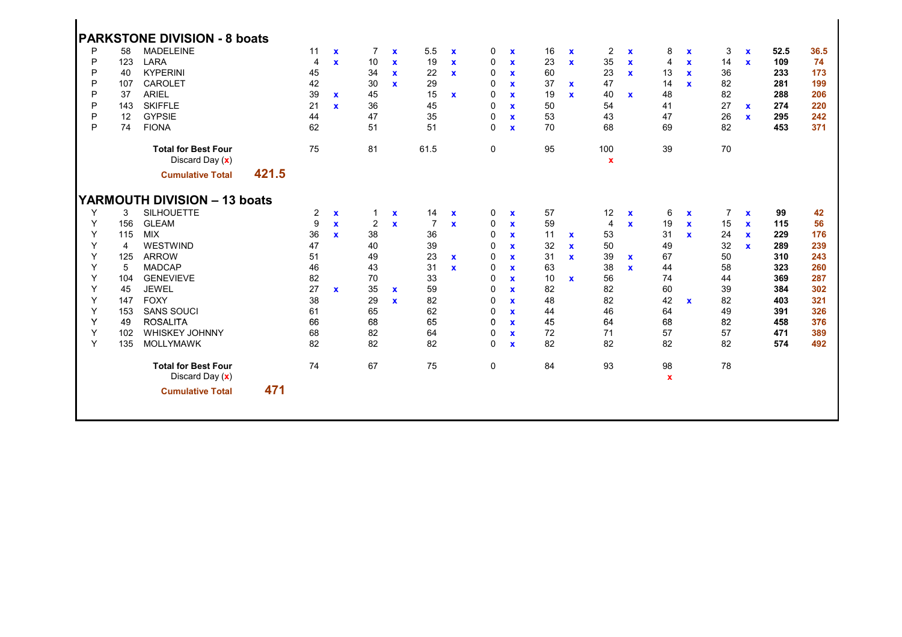## PARKSTONE DIVISION - 8 boats

| | | | | | | | | | | | | | | | | | | | |
|---|---|---|---|---|---|---|---|---|---|---|---|---|---|---|---|---|---|---|---|
| P | 58 | MADELEINE | 11 | x | 7 | x | 5.5 | x | 0 | x | 16 | x | 2 | x | 8 | x | 3 | x | **52.5** | **36.5** |
| P | 123 | LARA | 4 | x | 10 | x | 19 | x | 0 | x | 23 | x | 35 | x | 4 | x | 14 | x | **109** | **74** |
| P | 40 | KYPERINI | 45 | | 34 | x | 22 | x | 0 | x | 60 | | 23 | x | 13 | x | 36 | | **233** | **173** |
| P | 107 | CAROLET | 42 | | 30 | x | 29 | | 0 | x | 37 | x | 47 | | 14 | x | 82 | | **281** | **199** |
| P | 37 | ARIEL | 39 | x | 45 | | 15 | x | 0 | x | 19 | x | 40 | x | 48 | | 82 | | **288** | **206** |
| P | 143 | SKIFFLE | 21 | x | 36 | | 45 | | 0 | x | 50 | | 54 | | 41 | | 27 | x | **274** | **220** |
| P | 12 | GYPSIE | 44 | | 47 | | 35 | | 0 | x | 53 | | 43 | | 47 | | 26 | x | **295** | **242** |
| P | 74 | FIONA | 62 | | 51 | | 51 | | 0 | x | 70 | | 68 | | 69 | | 82 | | **453** | **371** |
| | | **Total for Best Four** | 75 | | 81 | | 61.5 | | 0 | | 95 | | 100 | | 39 | | 70 | | | |
| | | Discard Day (x) | | | | | | | | | | | x | | | | | | | |
| | | **Cumulative Total** | **421.5** | | | | | | | | | | | | | | | | | |

## YARMOUTH DIVISION – 13 boats

| | | | | | | | | | | | | | | | | | | | | |
|---|---|---|---|---|---|---|---|---|---|---|---|---|---|---|---|---|---|---|---|---|
| Y | 3 | SILHOUETTE | 2 | x | 1 | x | 14 | x | 0 | x | 57 | | 12 | x | 6 | x | 7 | x | **99** | **42** |
| Y | 156 | GLEAM | 9 | x | 2 | x | 7 | x | 0 | x | 59 | | 4 | x | 19 | x | 15 | x | **115** | **56** |
| Y | 115 | MIX | 36 | x | 38 | | 36 | | 0 | x | 11 | x | 53 | | 31 | x | 24 | x | **229** | **176** |
| Y | 4 | WESTWIND | 47 | | 40 | | 39 | | 0 | x | 32 | x | 50 | | 49 | | 32 | x | **289** | **239** |
| Y | 125 | ARROW | 51 | | 49 | | 23 | x | 0 | x | 31 | x | 39 | x | 67 | | 50 | | **310** | **243** |
| Y | 5 | MADCAP | 46 | | 43 | | 31 | x | 0 | x | 63 | | 38 | x | 44 | | 58 | | **323** | **260** |
| Y | 104 | GENEVIEVE | 82 | | 70 | | 33 | | 0 | x | 10 | x | 56 | | 74 | | 44 | | **369** | **287** |
| Y | 45 | JEWEL | 27 | x | 35 | x | 59 | | 0 | x | 82 | | 82 | | 60 | | 39 | | **384** | **302** |
| Y | 147 | FOXY | 38 | | 29 | x | 82 | | 0 | x | 48 | | 82 | | 42 | x | 82 | | **403** | **321** |
| Y | 153 | SANS SOUCI | 61 | | 65 | | 62 | | 0 | x | 44 | | 46 | | 64 | | 49 | | **391** | **326** |
| Y | 49 | ROSALITA | 66 | | 68 | | 65 | | 0 | x | 45 | | 64 | | 68 | | 82 | | **458** | **376** |
| Y | 102 | WHISKEY JOHNNY | 68 | | 82 | | 64 | | 0 | x | 72 | | 71 | | 57 | | 57 | | **471** | **389** |
| Y | 135 | MOLLYMAWK | 82 | | 82 | | 82 | | 0 | x | 82 | | 82 | | 82 | | 82 | | **574** | **492** |
| | | **Total for Best Four** | 74 | | 67 | | 75 | | 0 | | 84 | | 93 | | 98 | | 78 | | | |
| | | Discard Day (x) | | | | | | | | | | | | | x | | | | | |
| | | **Cumulative Total** | **471** | | | | | | | | | | | | | | | | | |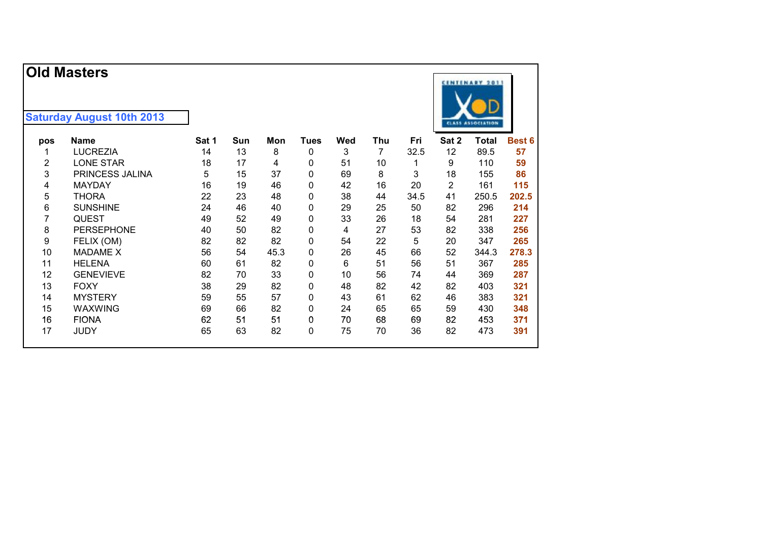# Old Masters

**Saturday August 10th 2013**

| pos | Name | Sat 1 | Sun | Mon | Tues | Wed | Thu | Fri | Sat 2 | Total | Best 6 |
|---|---|---|---|---|---|---|---|---|---|---|---|
| 1 | LUCREZIA | 14 | 13 | 8 | 0 | 3 | 7 | 32.5 | 12 | 89.5 | **57** |
| 2 | LONE STAR | 18 | 17 | 4 | 0 | 51 | 10 | 1 | 9 | 110 | **59** |
| 3 | PRINCESS JALINA | 5 | 15 | 37 | 0 | 69 | 8 | 3 | 18 | 155 | **86** |
| 4 | MAYDAY | 16 | 19 | 46 | 0 | 42 | 16 | 20 | 2 | 161 | **115** |
| 5 | THORA | 22 | 23 | 48 | 0 | 38 | 44 | 34.5 | 41 | 250.5 | **202.5** |
| 6 | SUNSHINE | 24 | 46 | 40 | 0 | 29 | 25 | 50 | 82 | 296 | **214** |
| 7 | QUEST | 49 | 52 | 49 | 0 | 33 | 26 | 18 | 54 | 281 | **227** |
| 8 | PERSEPHONE | 40 | 50 | 82 | 0 | 4 | 27 | 53 | 82 | 338 | **256** |
| 9 | FELIX (OM) | 82 | 82 | 82 | 0 | 54 | 22 | 5 | 20 | 347 | **265** |
| 10 | MADAME X | 56 | 54 | 45.3 | 0 | 26 | 45 | 66 | 52 | 344.3 | **278.3** |
| 11 | HELENA | 60 | 61 | 82 | 0 | 6 | 51 | 56 | 51 | 367 | **285** |
| 12 | GENEVIEVE | 82 | 70 | 33 | 0 | 10 | 56 | 74 | 44 | 369 | **287** |
| 13 | FOXY | 38 | 29 | 82 | 0 | 48 | 82 | 42 | 82 | 403 | **321** |
| 14 | MYSTERY | 59 | 55 | 57 | 0 | 43 | 61 | 62 | 46 | 383 | **321** |
| 15 | WAXWING | 69 | 66 | 82 | 0 | 24 | 65 | 65 | 59 | 430 | **348** |
| 16 | FIONA | 62 | 51 | 51 | 0 | 70 | 68 | 69 | 82 | 453 | **371** |
| 17 | JUDY | 65 | 63 | 82 | 0 | 75 | 70 | 36 | 82 | 473 | **391** |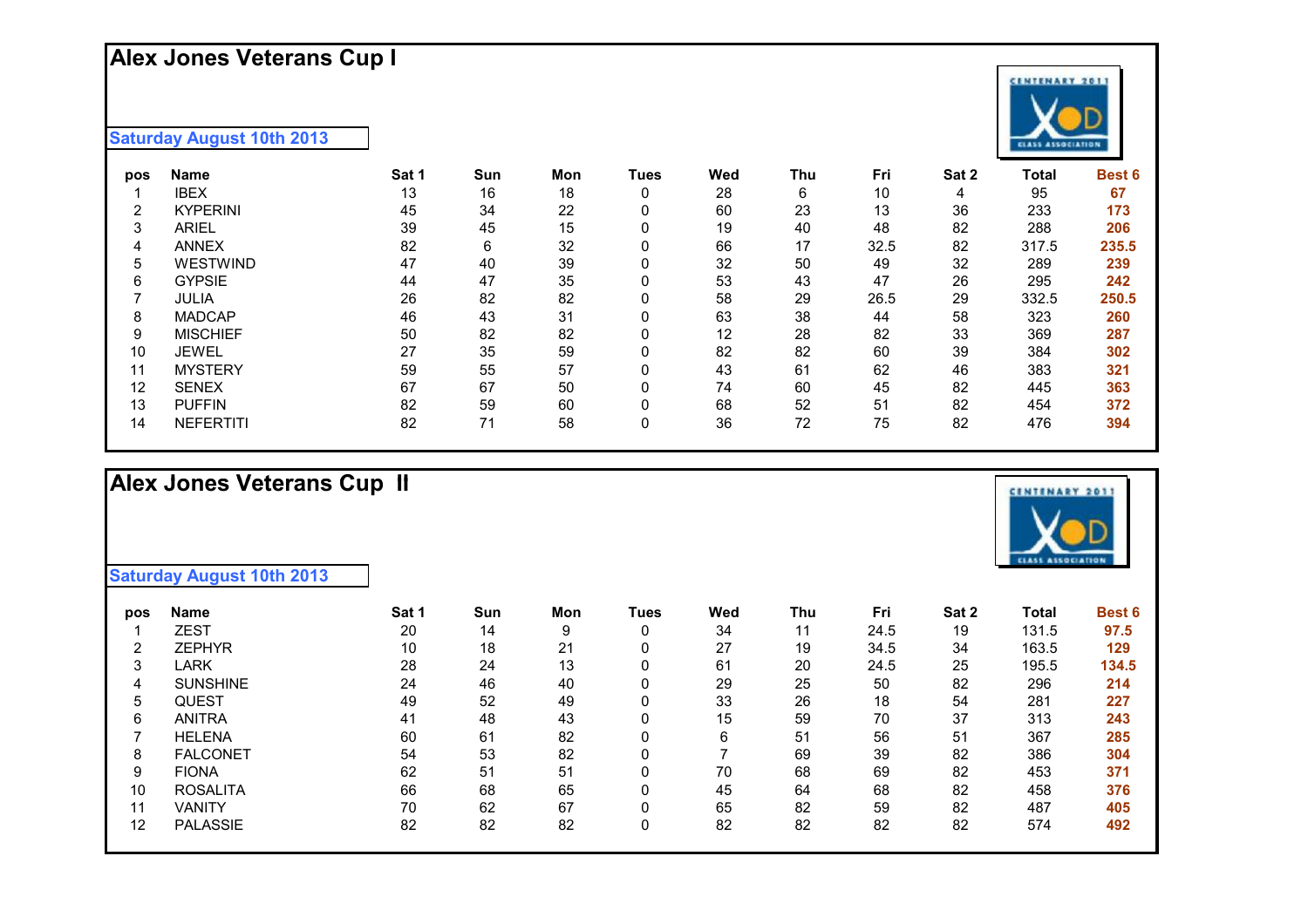# Alex Jones Veterans Cup I

**Saturday August 10th 2013**

| pos | Name | Sat 1 | Sun | Mon | Tues | Wed | Thu | Fri | Sat 2 | Total | Best 6 |
|---|---|---|---|---|---|---|---|---|---|---|---|
| 1 | IBEX | 13 | 16 | 18 | 0 | 28 | 6 | 10 | 4 | 95 | **67** |
| 2 | KYPERINI | 45 | 34 | 22 | 0 | 60 | 23 | 13 | 36 | 233 | **173** |
| 3 | ARIEL | 39 | 45 | 15 | 0 | 19 | 40 | 48 | 82 | 288 | **206** |
| 4 | ANNEX | 82 | 6 | 32 | 0 | 66 | 17 | 32.5 | 82 | 317.5 | **235.5** |
| 5 | WESTWIND | 47 | 40 | 39 | 0 | 32 | 50 | 49 | 32 | 289 | **239** |
| 6 | GYPSIE | 44 | 47 | 35 | 0 | 53 | 43 | 47 | 26 | 295 | **242** |
| 7 | JULIA | 26 | 82 | 82 | 0 | 58 | 29 | 26.5 | 29 | 332.5 | **250.5** |
| 8 | MADCAP | 46 | 43 | 31 | 0 | 63 | 38 | 44 | 58 | 323 | **260** |
| 9 | MISCHIEF | 50 | 82 | 82 | 0 | 12 | 28 | 82 | 33 | 369 | **287** |
| 10 | JEWEL | 27 | 35 | 59 | 0 | 82 | 82 | 60 | 39 | 384 | **302** |
| 11 | MYSTERY | 59 | 55 | 57 | 0 | 43 | 61 | 62 | 46 | 383 | **321** |
| 12 | SENEX | 67 | 67 | 50 | 0 | 74 | 60 | 45 | 82 | 445 | **363** |
| 13 | PUFFIN | 82 | 59 | 60 | 0 | 68 | 52 | 51 | 82 | 454 | **372** |
| 14 | NEFERTITI | 82 | 71 | 58 | 0 | 36 | 72 | 75 | 82 | 476 | **394** |

# Alex Jones Veterans Cup II

**Saturday August 10th 2013**

| pos | Name | Sat 1 | Sun | Mon | Tues | Wed | Thu | Fri | Sat 2 | Total | Best 6 |
|---|---|---|---|---|---|---|---|---|---|---|---|
| 1 | ZEST | 20 | 14 | 9 | 0 | 34 | 11 | 24.5 | 19 | 131.5 | **97.5** |
| 2 | ZEPHYR | 10 | 18 | 21 | 0 | 27 | 19 | 34.5 | 34 | 163.5 | **129** |
| 3 | LARK | 28 | 24 | 13 | 0 | 61 | 20 | 24.5 | 25 | 195.5 | **134.5** |
| 4 | SUNSHINE | 24 | 46 | 40 | 0 | 29 | 25 | 50 | 82 | 296 | **214** |
| 5 | QUEST | 49 | 52 | 49 | 0 | 33 | 26 | 18 | 54 | 281 | **227** |
| 6 | ANITRA | 41 | 48 | 43 | 0 | 15 | 59 | 70 | 37 | 313 | **243** |
| 7 | HELENA | 60 | 61 | 82 | 0 | 6 | 51 | 56 | 51 | 367 | **285** |
| 8 | FALCONET | 54 | 53 | 82 | 0 | 7 | 69 | 39 | 82 | 386 | **304** |
| 9 | FIONA | 62 | 51 | 51 | 0 | 70 | 68 | 69 | 82 | 453 | **371** |
| 10 | ROSALITA | 66 | 68 | 65 | 0 | 45 | 64 | 68 | 82 | 458 | **376** |
| 11 | VANITY | 70 | 62 | 67 | 0 | 65 | 82 | 59 | 82 | 487 | **405** |
| 12 | PALASSIE | 82 | 82 | 82 | 0 | 82 | 82 | 82 | 82 | 574 | **492** |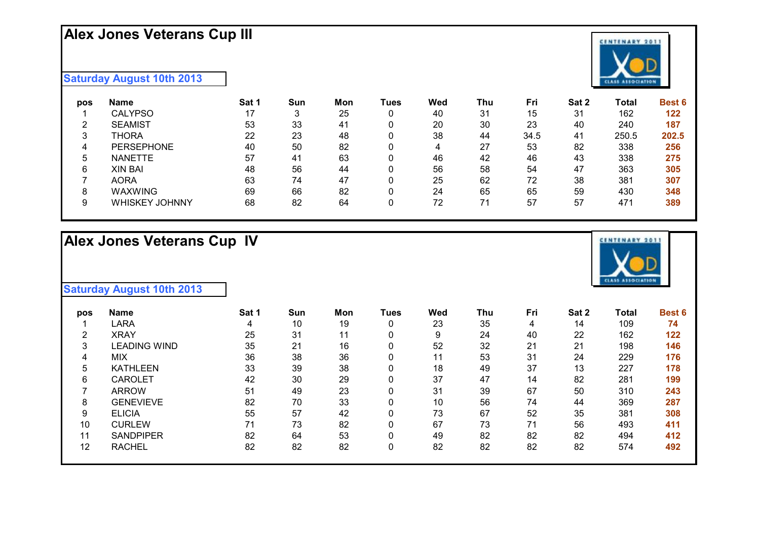# Alex Jones Veterans Cup III

**Saturday August 10th 2013**

| pos | Name | Sat 1 | Sun | Mon | Tues | Wed | Thu | Fri | Sat 2 | Total | Best 6 |
|---|---|---|---|---|---|---|---|---|---|---|---|
| 1 | CALYPSO | 17 | 3 | 25 | 0 | 40 | 31 | 15 | 31 | 162 | **122** |
| 2 | SEAMIST | 53 | 33 | 41 | 0 | 20 | 30 | 23 | 40 | 240 | **187** |
| 3 | THORA | 22 | 23 | 48 | 0 | 38 | 44 | 34.5 | 41 | 250.5 | **202.5** |
| 4 | PERSEPHONE | 40 | 50 | 82 | 0 | 4 | 27 | 53 | 82 | 338 | **256** |
| 5 | NANETTE | 57 | 41 | 63 | 0 | 46 | 42 | 46 | 43 | 338 | **275** |
| 6 | XIN BAI | 48 | 56 | 44 | 0 | 56 | 58 | 54 | 47 | 363 | **305** |
| 7 | AORA | 63 | 74 | 47 | 0 | 25 | 62 | 72 | 38 | 381 | **307** |
| 8 | WAXWING | 69 | 66 | 82 | 0 | 24 | 65 | 65 | 59 | 430 | **348** |
| 9 | WHISKEY JOHNNY | 68 | 82 | 64 | 0 | 72 | 71 | 57 | 57 | 471 | **389** |

# Alex Jones Veterans Cup IV

**Saturday August 10th 2013**

| pos | Name | Sat 1 | Sun | Mon | Tues | Wed | Thu | Fri | Sat 2 | Total | Best 6 |
|---|---|---|---|---|---|---|---|---|---|---|---|
| 1 | LARA | 4 | 10 | 19 | 0 | 23 | 35 | 4 | 14 | 109 | **74** |
| 2 | XRAY | 25 | 31 | 11 | 0 | 9 | 24 | 40 | 22 | 162 | **122** |
| 3 | LEADING WIND | 35 | 21 | 16 | 0 | 52 | 32 | 21 | 21 | 198 | **146** |
| 4 | MIX | 36 | 38 | 36 | 0 | 11 | 53 | 31 | 24 | 229 | **176** |
| 5 | KATHLEEN | 33 | 39 | 38 | 0 | 18 | 49 | 37 | 13 | 227 | **178** |
| 6 | CAROLET | 42 | 30 | 29 | 0 | 37 | 47 | 14 | 82 | 281 | **199** |
| 7 | ARROW | 51 | 49 | 23 | 0 | 31 | 39 | 67 | 50 | 310 | **243** |
| 8 | GENEVIEVE | 82 | 70 | 33 | 0 | 10 | 56 | 74 | 44 | 369 | **287** |
| 9 | ELICIA | 55 | 57 | 42 | 0 | 73 | 67 | 52 | 35 | 381 | **308** |
| 10 | CURLEW | 71 | 73 | 82 | 0 | 67 | 73 | 71 | 56 | 493 | **411** |
| 11 | SANDPIPER | 82 | 64 | 53 | 0 | 49 | 82 | 82 | 82 | 494 | **412** |
| 12 | RACHEL | 82 | 82 | 82 | 0 | 82 | 82 | 82 | 82 | 574 | **492** |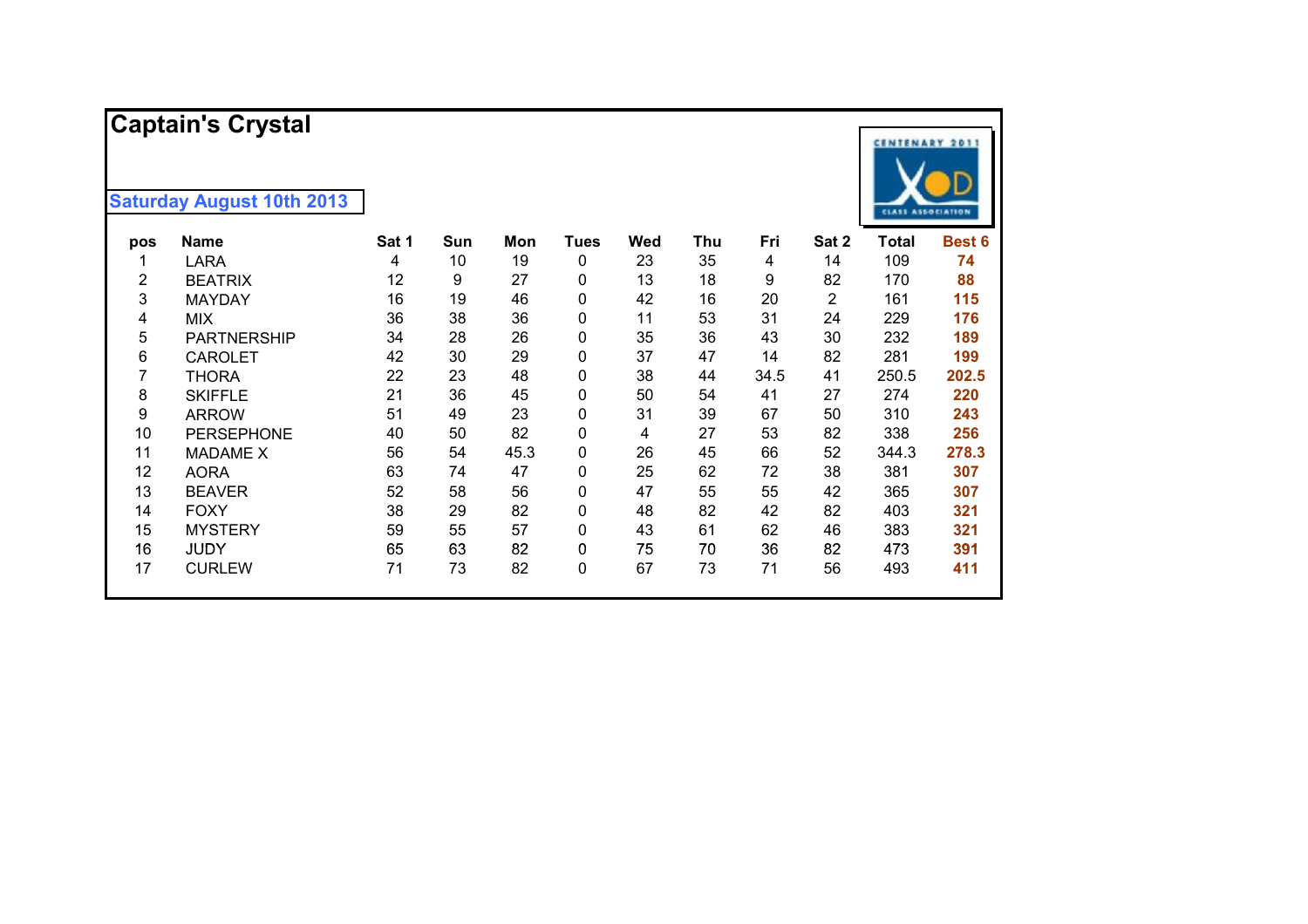# Captain's Crystal

**Saturday August 10th 2013**

| pos | Name | Sat 1 | Sun | Mon | Tues | Wed | Thu | Fri | Sat 2 | Total | Best 6 |
|---|---|---|---|---|---|---|---|---|---|---|---|
| 1 | LARA | 4 | 10 | 19 | 0 | 23 | 35 | 4 | 14 | 109 | **74** |
| 2 | BEATRIX | 12 | 9 | 27 | 0 | 13 | 18 | 9 | 82 | 170 | **88** |
| 3 | MAYDAY | 16 | 19 | 46 | 0 | 42 | 16 | 20 | 2 | 161 | **115** |
| 4 | MIX | 36 | 38 | 36 | 0 | 11 | 53 | 31 | 24 | 229 | **176** |
| 5 | PARTNERSHIP | 34 | 28 | 26 | 0 | 35 | 36 | 43 | 30 | 232 | **189** |
| 6 | CAROLET | 42 | 30 | 29 | 0 | 37 | 47 | 14 | 82 | 281 | **199** |
| 7 | THORA | 22 | 23 | 48 | 0 | 38 | 44 | 34.5 | 41 | 250.5 | **202.5** |
| 8 | SKIFFLE | 21 | 36 | 45 | 0 | 50 | 54 | 41 | 27 | 274 | **220** |
| 9 | ARROW | 51 | 49 | 23 | 0 | 31 | 39 | 67 | 50 | 310 | **243** |
| 10 | PERSEPHONE | 40 | 50 | 82 | 0 | 4 | 27 | 53 | 82 | 338 | **256** |
| 11 | MADAME X | 56 | 54 | 45.3 | 0 | 26 | 45 | 66 | 52 | 344.3 | **278.3** |
| 12 | AORA | 63 | 74 | 47 | 0 | 25 | 62 | 72 | 38 | 381 | **307** |
| 13 | BEAVER | 52 | 58 | 56 | 0 | 47 | 55 | 55 | 42 | 365 | **307** |
| 14 | FOXY | 38 | 29 | 82 | 0 | 48 | 82 | 42 | 82 | 403 | **321** |
| 15 | MYSTERY | 59 | 55 | 57 | 0 | 43 | 61 | 62 | 46 | 383 | **321** |
| 16 | JUDY | 65 | 63 | 82 | 0 | 75 | 70 | 36 | 82 | 473 | **391** |
| 17 | CURLEW | 71 | 73 | 82 | 0 | 67 | 73 | 71 | 56 | 493 | **411** |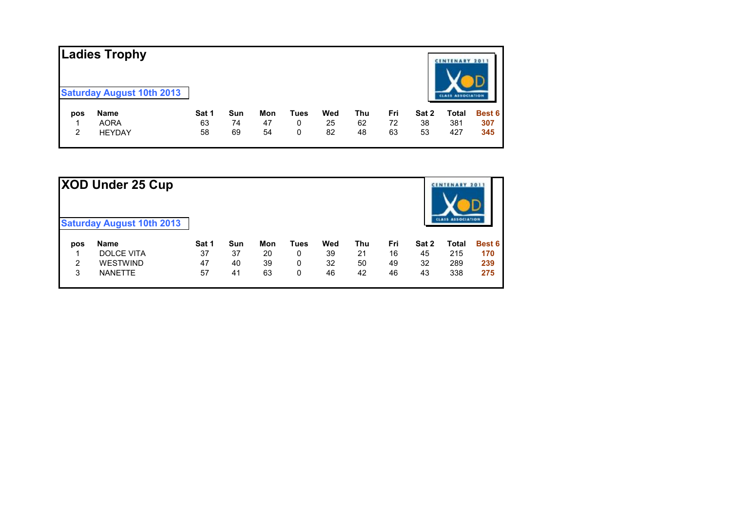## Ladies Trophy

**Saturday August 10th 2013**

| pos | Name | Sat 1 | Sun | Mon | Tues | Wed | Thu | Fri | Sat 2 | Total | Best 6 |
|---|---|---|---|---|---|---|---|---|---|---|---|
| 1 | AORA | 63 | 74 | 47 | 0 | 25 | 62 | 72 | 38 | 381 | **307** |
| 2 | HEYDAY | 58 | 69 | 54 | 0 | 82 | 48 | 63 | 53 | 427 | **345** |

## XOD Under 25 Cup

**Saturday August 10th 2013**

| pos | Name | Sat 1 | Sun | Mon | Tues | Wed | Thu | Fri | Sat 2 | Total | Best 6 |
|---|---|---|---|---|---|---|---|---|---|---|---|
| 1 | DOLCE VITA | 37 | 37 | 20 | 0 | 39 | 21 | 16 | 45 | 215 | **170** |
| 2 | WESTWIND | 47 | 40 | 39 | 0 | 32 | 50 | 49 | 32 | 289 | **239** |
| 3 | NANETTE | 57 | 41 | 63 | 0 | 46 | 42 | 46 | 43 | 338 | **275** |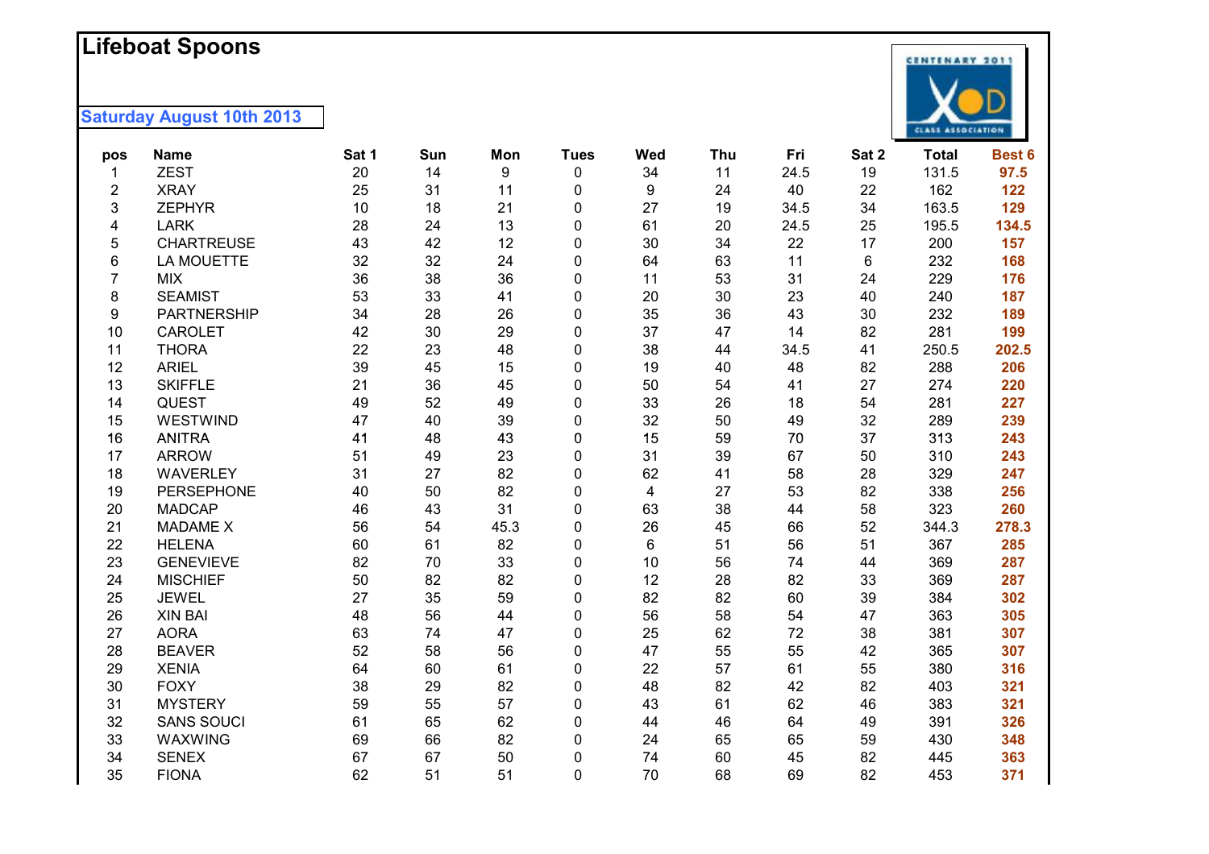# Lifeboat Spoons

**Saturday August 10th 2013**

| pos | Name | Sat 1 | Sun | Mon | Tues | Wed | Thu | Fri | Sat 2 | Total | Best 6 |
|---|---|---|---|---|---|---|---|---|---|---|---|
| 1 | ZEST | 20 | 14 | 9 | 0 | 34 | 11 | 24.5 | 19 | 131.5 | **97.5** |
| 2 | XRAY | 25 | 31 | 11 | 0 | 9 | 24 | 40 | 22 | 162 | **122** |
| 3 | ZEPHYR | 10 | 18 | 21 | 0 | 27 | 19 | 34.5 | 34 | 163.5 | **129** |
| 4 | LARK | 28 | 24 | 13 | 0 | 61 | 20 | 24.5 | 25 | 195.5 | **134.5** |
| 5 | CHARTREUSE | 43 | 42 | 12 | 0 | 30 | 34 | 22 | 17 | 200 | **157** |
| 6 | LA MOUETTE | 32 | 32 | 24 | 0 | 64 | 63 | 11 | 6 | 232 | **168** |
| 7 | MIX | 36 | 38 | 36 | 0 | 11 | 53 | 31 | 24 | 229 | **176** |
| 8 | SEAMIST | 53 | 33 | 41 | 0 | 20 | 30 | 23 | 40 | 240 | **187** |
| 9 | PARTNERSHIP | 34 | 28 | 26 | 0 | 35 | 36 | 43 | 30 | 232 | **189** |
| 10 | CAROLET | 42 | 30 | 29 | 0 | 37 | 47 | 14 | 82 | 281 | **199** |
| 11 | THORA | 22 | 23 | 48 | 0 | 38 | 44 | 34.5 | 41 | 250.5 | **202.5** |
| 12 | ARIEL | 39 | 45 | 15 | 0 | 19 | 40 | 48 | 82 | 288 | **206** |
| 13 | SKIFFLE | 21 | 36 | 45 | 0 | 50 | 54 | 41 | 27 | 274 | **220** |
| 14 | QUEST | 49 | 52 | 49 | 0 | 33 | 26 | 18 | 54 | 281 | **227** |
| 15 | WESTWIND | 47 | 40 | 39 | 0 | 32 | 50 | 49 | 32 | 289 | **239** |
| 16 | ANITRA | 41 | 48 | 43 | 0 | 15 | 59 | 70 | 37 | 313 | **243** |
| 17 | ARROW | 51 | 49 | 23 | 0 | 31 | 39 | 67 | 50 | 310 | **243** |
| 18 | WAVERLEY | 31 | 27 | 82 | 0 | 62 | 41 | 58 | 28 | 329 | **247** |
| 19 | PERSEPHONE | 40 | 50 | 82 | 0 | 4 | 27 | 53 | 82 | 338 | **256** |
| 20 | MADCAP | 46 | 43 | 31 | 0 | 63 | 38 | 44 | 58 | 323 | **260** |
| 21 | MADAME X | 56 | 54 | 45.3 | 0 | 26 | 45 | 66 | 52 | 344.3 | **278.3** |
| 22 | HELENA | 60 | 61 | 82 | 0 | 6 | 51 | 56 | 51 | 367 | **285** |
| 23 | GENEVIEVE | 82 | 70 | 33 | 0 | 10 | 56 | 74 | 44 | 369 | **287** |
| 24 | MISCHIEF | 50 | 82 | 82 | 0 | 12 | 28 | 82 | 33 | 369 | **287** |
| 25 | JEWEL | 27 | 35 | 59 | 0 | 82 | 82 | 60 | 39 | 384 | **302** |
| 26 | XIN BAI | 48 | 56 | 44 | 0 | 56 | 58 | 54 | 47 | 363 | **305** |
| 27 | AORA | 63 | 74 | 47 | 0 | 25 | 62 | 72 | 38 | 381 | **307** |
| 28 | BEAVER | 52 | 58 | 56 | 0 | 47 | 55 | 55 | 42 | 365 | **307** |
| 29 | XENIA | 64 | 60 | 61 | 0 | 22 | 57 | 61 | 55 | 380 | **316** |
| 30 | FOXY | 38 | 29 | 82 | 0 | 48 | 82 | 42 | 82 | 403 | **321** |
| 31 | MYSTERY | 59 | 55 | 57 | 0 | 43 | 61 | 62 | 46 | 383 | **321** |
| 32 | SANS SOUCI | 61 | 65 | 62 | 0 | 44 | 46 | 64 | 49 | 391 | **326** |
| 33 | WAXWING | 69 | 66 | 82 | 0 | 24 | 65 | 65 | 59 | 430 | **348** |
| 34 | SENEX | 67 | 67 | 50 | 0 | 74 | 60 | 45 | 82 | 445 | **363** |
| 35 | FIONA | 62 | 51 | 51 | 0 | 70 | 68 | 69 | 82 | 453 | **371** |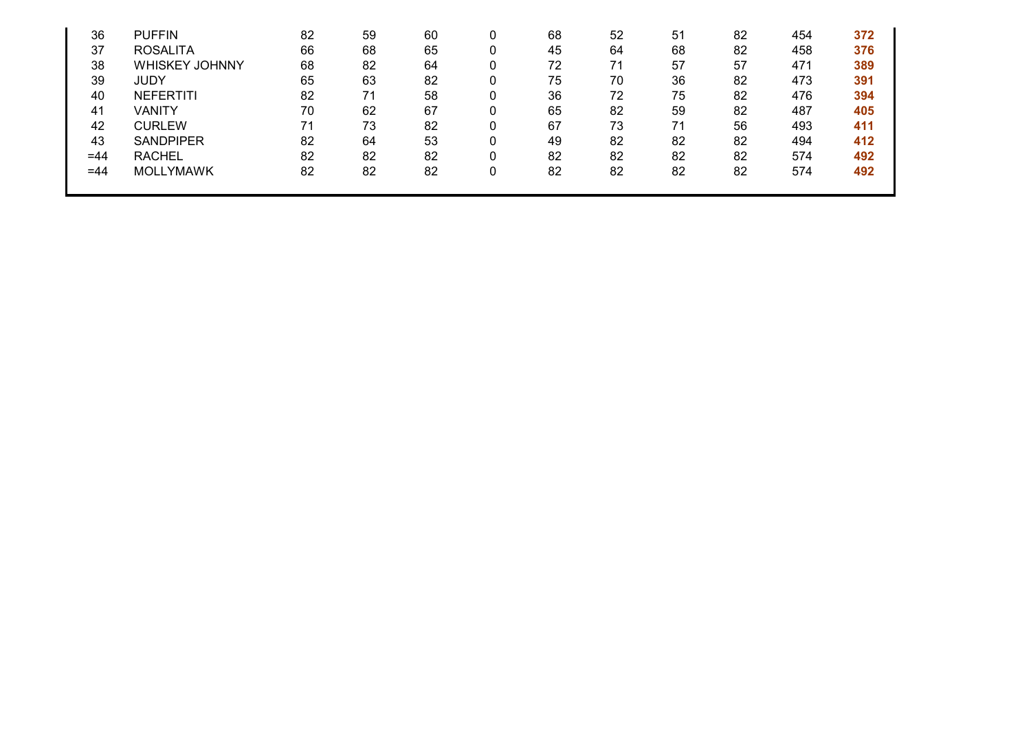| | | | | | | | | | | | |
|---|---|---|---|---|---|---|---|---|---|---|---|
| 36 | PUFFIN | 82 | 59 | 60 | 0 | 68 | 52 | 51 | 82 | 454 | **372** |
| 37 | ROSALITA | 66 | 68 | 65 | 0 | 45 | 64 | 68 | 82 | 458 | **376** |
| 38 | WHISKEY JOHNNY | 68 | 82 | 64 | 0 | 72 | 71 | 57 | 57 | 471 | **389** |
| 39 | JUDY | 65 | 63 | 82 | 0 | 75 | 70 | 36 | 82 | 473 | **391** |
| 40 | NEFERTITI | 82 | 71 | 58 | 0 | 36 | 72 | 75 | 82 | 476 | **394** |
| 41 | VANITY | 70 | 62 | 67 | 0 | 65 | 82 | 59 | 82 | 487 | **405** |
| 42 | CURLEW | 71 | 73 | 82 | 0 | 67 | 73 | 71 | 56 | 493 | **411** |
| 43 | SANDPIPER | 82 | 64 | 53 | 0 | 49 | 82 | 82 | 82 | 494 | **412** |
| =44 | RACHEL | 82 | 82 | 82 | 0 | 82 | 82 | 82 | 82 | 574 | **492** |
| =44 | MOLLYMAWK | 82 | 82 | 82 | 0 | 82 | 82 | 82 | 82 | 574 | **492** |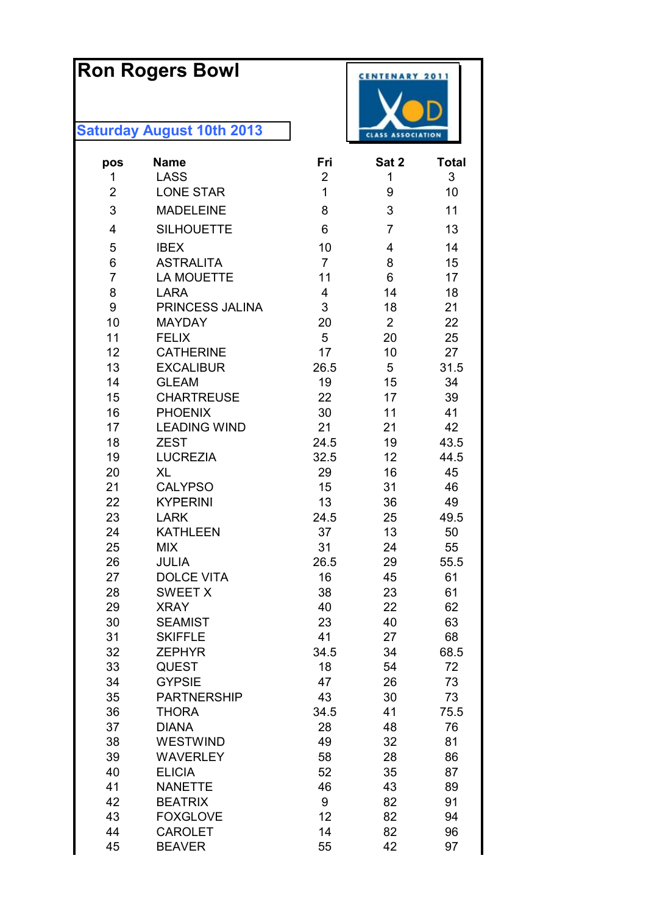# Ron Rogers Bowl

## Saturday August 10th 2013

CENTENARY 2011 XOD CLASS ASSOCIATION

| pos | Name | Fri | Sat 2 | Total |
|---|---|---|---|---|
| 1 | LASS | 2 | 1 | 3 |
| 2 | LONE STAR | 1 | 9 | 10 |
| 3 | MADELEINE | 8 | 3 | 11 |
| 4 | SILHOUETTE | 6 | 7 | 13 |
| 5 | IBEX | 10 | 4 | 14 |
| 6 | ASTRALITA | 7 | 8 | 15 |
| 7 | LA MOUETTE | 11 | 6 | 17 |
| 8 | LARA | 4 | 14 | 18 |
| 9 | PRINCESS JALINA | 3 | 18 | 21 |
| 10 | MAYDAY | 20 | 2 | 22 |
| 11 | FELIX | 5 | 20 | 25 |
| 12 | CATHERINE | 17 | 10 | 27 |
| 13 | EXCALIBUR | 26.5 | 5 | 31.5 |
| 14 | GLEAM | 19 | 15 | 34 |
| 15 | CHARTREUSE | 22 | 17 | 39 |
| 16 | PHOENIX | 30 | 11 | 41 |
| 17 | LEADING WIND | 21 | 21 | 42 |
| 18 | ZEST | 24.5 | 19 | 43.5 |
| 19 | LUCREZIA | 32.5 | 12 | 44.5 |
| 20 | XL | 29 | 16 | 45 |
| 21 | CALYPSO | 15 | 31 | 46 |
| 22 | KYPERINI | 13 | 36 | 49 |
| 23 | LARK | 24.5 | 25 | 49.5 |
| 24 | KATHLEEN | 37 | 13 | 50 |
| 25 | MIX | 31 | 24 | 55 |
| 26 | JULIA | 26.5 | 29 | 55.5 |
| 27 | DOLCE VITA | 16 | 45 | 61 |
| 28 | SWEET X | 38 | 23 | 61 |
| 29 | XRAY | 40 | 22 | 62 |
| 30 | SEAMIST | 23 | 40 | 63 |
| 31 | SKIFFLE | 41 | 27 | 68 |
| 32 | ZEPHYR | 34.5 | 34 | 68.5 |
| 33 | QUEST | 18 | 54 | 72 |
| 34 | GYPSIE | 47 | 26 | 73 |
| 35 | PARTNERSHIP | 43 | 30 | 73 |
| 36 | THORA | 34.5 | 41 | 75.5 |
| 37 | DIANA | 28 | 48 | 76 |
| 38 | WESTWIND | 49 | 32 | 81 |
| 39 | WAVERLEY | 58 | 28 | 86 |
| 40 | ELICIA | 52 | 35 | 87 |
| 41 | NANETTE | 46 | 43 | 89 |
| 42 | BEATRIX | 9 | 82 | 91 |
| 43 | FOXGLOVE | 12 | 82 | 94 |
| 44 | CAROLET | 14 | 82 | 96 |
| 45 | BEAVER | 55 | 42 | 97 |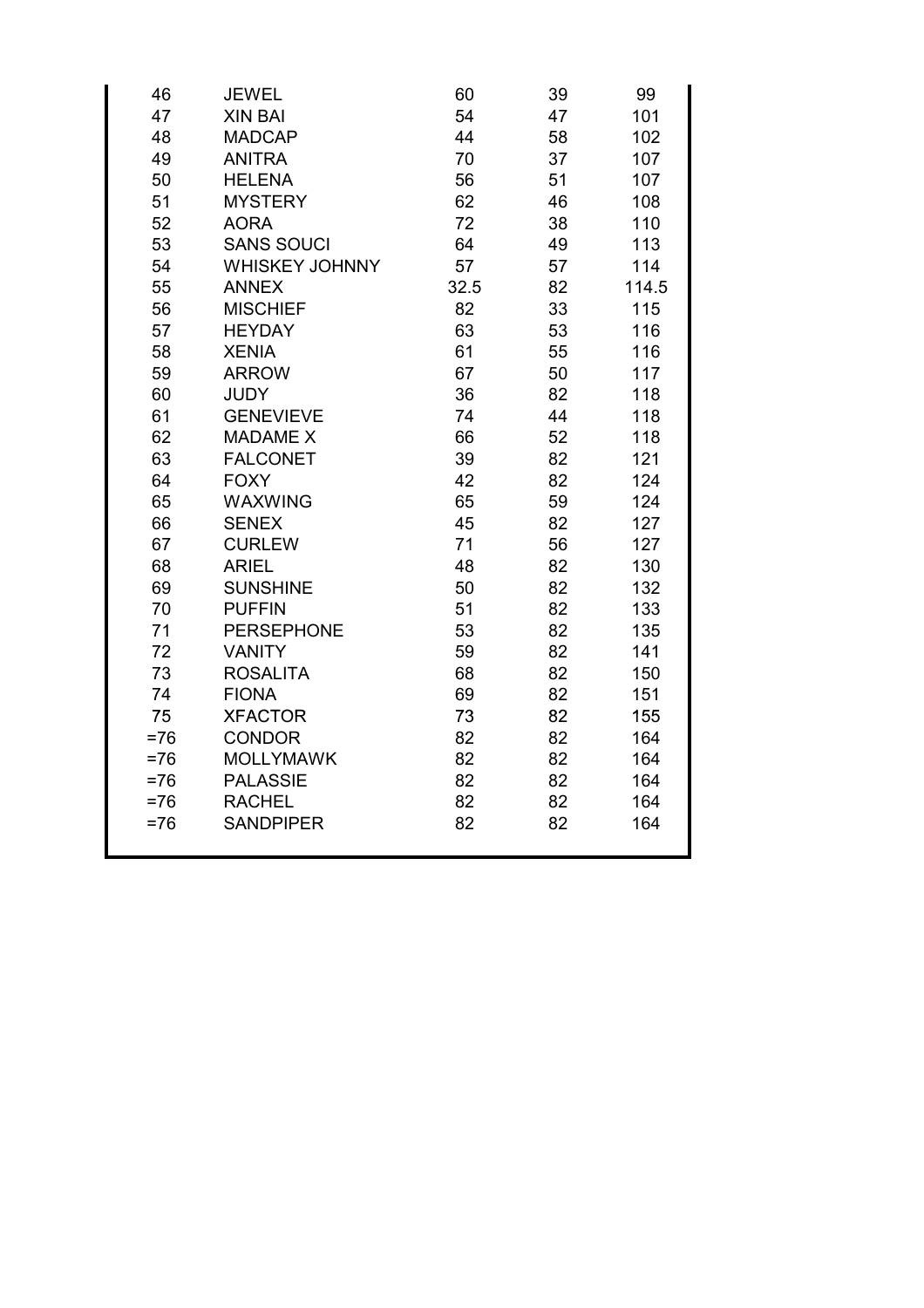| | | | | |
|---|---|---|---|---|
| 46 | JEWEL | 60 | 39 | 99 |
| 47 | XIN BAI | 54 | 47 | 101 |
| 48 | MADCAP | 44 | 58 | 102 |
| 49 | ANITRA | 70 | 37 | 107 |
| 50 | HELENA | 56 | 51 | 107 |
| 51 | MYSTERY | 62 | 46 | 108 |
| 52 | AORA | 72 | 38 | 110 |
| 53 | SANS SOUCI | 64 | 49 | 113 |
| 54 | WHISKEY JOHNNY | 57 | 57 | 114 |
| 55 | ANNEX | 32.5 | 82 | 114.5 |
| 56 | MISCHIEF | 82 | 33 | 115 |
| 57 | HEYDAY | 63 | 53 | 116 |
| 58 | XENIA | 61 | 55 | 116 |
| 59 | ARROW | 67 | 50 | 117 |
| 60 | JUDY | 36 | 82 | 118 |
| 61 | GENEVIEVE | 74 | 44 | 118 |
| 62 | MADAME X | 66 | 52 | 118 |
| 63 | FALCONET | 39 | 82 | 121 |
| 64 | FOXY | 42 | 82 | 124 |
| 65 | WAXWING | 65 | 59 | 124 |
| 66 | SENEX | 45 | 82 | 127 |
| 67 | CURLEW | 71 | 56 | 127 |
| 68 | ARIEL | 48 | 82 | 130 |
| 69 | SUNSHINE | 50 | 82 | 132 |
| 70 | PUFFIN | 51 | 82 | 133 |
| 71 | PERSEPHONE | 53 | 82 | 135 |
| 72 | VANITY | 59 | 82 | 141 |
| 73 | ROSALITA | 68 | 82 | 150 |
| 74 | FIONA | 69 | 82 | 151 |
| 75 | XFACTOR | 73 | 82 | 155 |
| =76 | CONDOR | 82 | 82 | 164 |
| =76 | MOLLYMAWK | 82 | 82 | 164 |
| =76 | PALASSIE | 82 | 82 | 164 |
| =76 | RACHEL | 82 | 82 | 164 |
| =76 | SANDPIPER | 82 | 82 | 164 |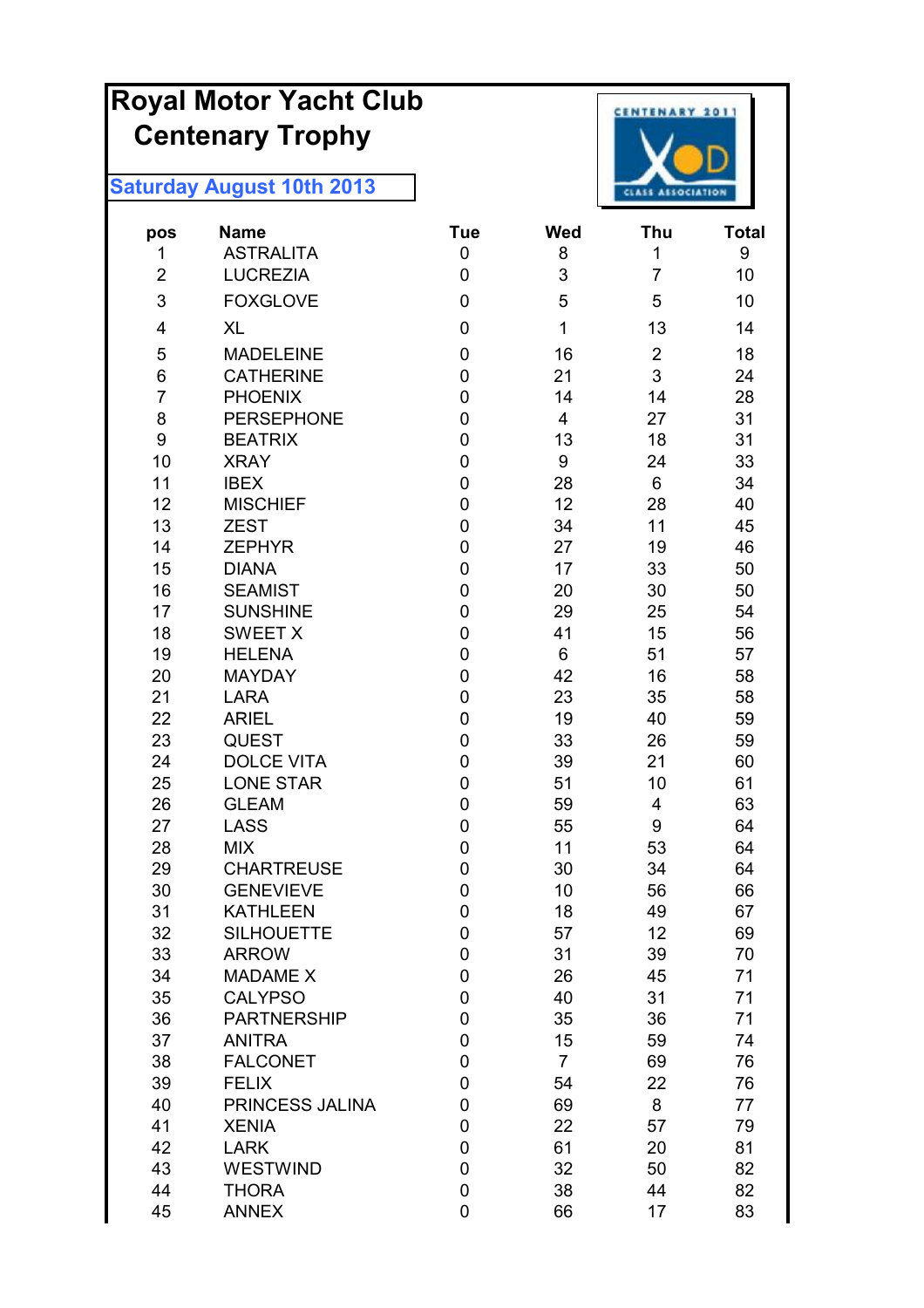# Royal Motor Yacht Club
## Centenary Trophy

**Saturday August 10th 2013**

CENTENARY 2011 XOD CLASS ASSOCIATION

| pos | Name | Tue | Wed | Thu | Total |
|---|---|---|---|---|---|
| 1 | ASTRALITA | 0 | 8 | 1 | 9 |
| 2 | LUCREZIA | 0 | 3 | 7 | 10 |
| 3 | FOXGLOVE | 0 | 5 | 5 | 10 |
| 4 | XL | 0 | 1 | 13 | 14 |
| 5 | MADELEINE | 0 | 16 | 2 | 18 |
| 6 | CATHERINE | 0 | 21 | 3 | 24 |
| 7 | PHOENIX | 0 | 14 | 14 | 28 |
| 8 | PERSEPHONE | 0 | 4 | 27 | 31 |
| 9 | BEATRIX | 0 | 13 | 18 | 31 |
| 10 | XRAY | 0 | 9 | 24 | 33 |
| 11 | IBEX | 0 | 28 | 6 | 34 |
| 12 | MISCHIEF | 0 | 12 | 28 | 40 |
| 13 | ZEST | 0 | 34 | 11 | 45 |
| 14 | ZEPHYR | 0 | 27 | 19 | 46 |
| 15 | DIANA | 0 | 17 | 33 | 50 |
| 16 | SEAMIST | 0 | 20 | 30 | 50 |
| 17 | SUNSHINE | 0 | 29 | 25 | 54 |
| 18 | SWEET X | 0 | 41 | 15 | 56 |
| 19 | HELENA | 0 | 6 | 51 | 57 |
| 20 | MAYDAY | 0 | 42 | 16 | 58 |
| 21 | LARA | 0 | 23 | 35 | 58 |
| 22 | ARIEL | 0 | 19 | 40 | 59 |
| 23 | QUEST | 0 | 33 | 26 | 59 |
| 24 | DOLCE VITA | 0 | 39 | 21 | 60 |
| 25 | LONE STAR | 0 | 51 | 10 | 61 |
| 26 | GLEAM | 0 | 59 | 4 | 63 |
| 27 | LASS | 0 | 55 | 9 | 64 |
| 28 | MIX | 0 | 11 | 53 | 64 |
| 29 | CHARTREUSE | 0 | 30 | 34 | 64 |
| 30 | GENEVIEVE | 0 | 10 | 56 | 66 |
| 31 | KATHLEEN | 0 | 18 | 49 | 67 |
| 32 | SILHOUETTE | 0 | 57 | 12 | 69 |
| 33 | ARROW | 0 | 31 | 39 | 70 |
| 34 | MADAME X | 0 | 26 | 45 | 71 |
| 35 | CALYPSO | 0 | 40 | 31 | 71 |
| 36 | PARTNERSHIP | 0 | 35 | 36 | 71 |
| 37 | ANITRA | 0 | 15 | 59 | 74 |
| 38 | FALCONET | 0 | 7 | 69 | 76 |
| 39 | FELIX | 0 | 54 | 22 | 76 |
| 40 | PRINCESS JALINA | 0 | 69 | 8 | 77 |
| 41 | XENIA | 0 | 22 | 57 | 79 |
| 42 | LARK | 0 | 61 | 20 | 81 |
| 43 | WESTWIND | 0 | 32 | 50 | 82 |
| 44 | THORA | 0 | 38 | 44 | 82 |
| 45 | ANNEX | 0 | 66 | 17 | 83 |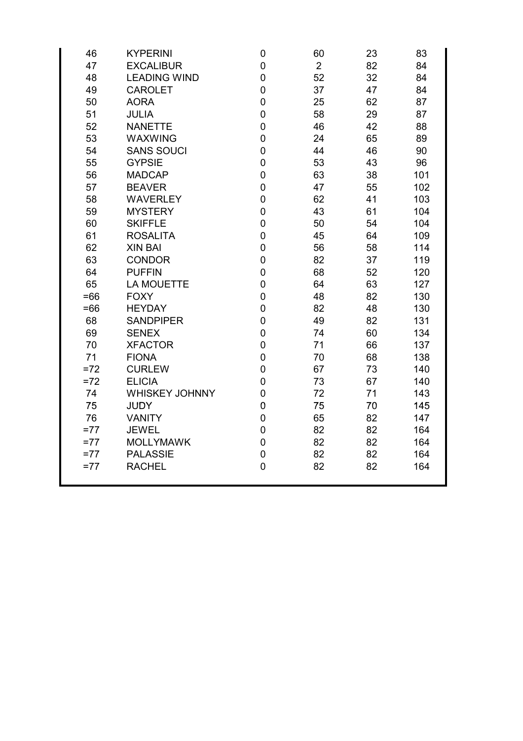| | | | | | |
|---|---|---|---|---|---|
| 46 | KYPERINI | 0 | 60 | 23 | 83 |
| 47 | EXCALIBUR | 0 | 2 | 82 | 84 |
| 48 | LEADING WIND | 0 | 52 | 32 | 84 |
| 49 | CAROLET | 0 | 37 | 47 | 84 |
| 50 | AORA | 0 | 25 | 62 | 87 |
| 51 | JULIA | 0 | 58 | 29 | 87 |
| 52 | NANETTE | 0 | 46 | 42 | 88 |
| 53 | WAXWING | 0 | 24 | 65 | 89 |
| 54 | SANS SOUCI | 0 | 44 | 46 | 90 |
| 55 | GYPSIE | 0 | 53 | 43 | 96 |
| 56 | MADCAP | 0 | 63 | 38 | 101 |
| 57 | BEAVER | 0 | 47 | 55 | 102 |
| 58 | WAVERLEY | 0 | 62 | 41 | 103 |
| 59 | MYSTERY | 0 | 43 | 61 | 104 |
| 60 | SKIFFLE | 0 | 50 | 54 | 104 |
| 61 | ROSALITA | 0 | 45 | 64 | 109 |
| 62 | XIN BAI | 0 | 56 | 58 | 114 |
| 63 | CONDOR | 0 | 82 | 37 | 119 |
| 64 | PUFFIN | 0 | 68 | 52 | 120 |
| 65 | LA MOUETTE | 0 | 64 | 63 | 127 |
| =66 | FOXY | 0 | 48 | 82 | 130 |
| =66 | HEYDAY | 0 | 82 | 48 | 130 |
| 68 | SANDPIPER | 0 | 49 | 82 | 131 |
| 69 | SENEX | 0 | 74 | 60 | 134 |
| 70 | XFACTOR | 0 | 71 | 66 | 137 |
| 71 | FIONA | 0 | 70 | 68 | 138 |
| =72 | CURLEW | 0 | 67 | 73 | 140 |
| =72 | ELICIA | 0 | 73 | 67 | 140 |
| 74 | WHISKEY JOHNNY | 0 | 72 | 71 | 143 |
| 75 | JUDY | 0 | 75 | 70 | 145 |
| 76 | VANITY | 0 | 65 | 82 | 147 |
| =77 | JEWEL | 0 | 82 | 82 | 164 |
| =77 | MOLLYMAWK | 0 | 82 | 82 | 164 |
| =77 | PALASSIE | 0 | 82 | 82 | 164 |
| =77 | RACHEL | 0 | 82 | 82 | 164 |